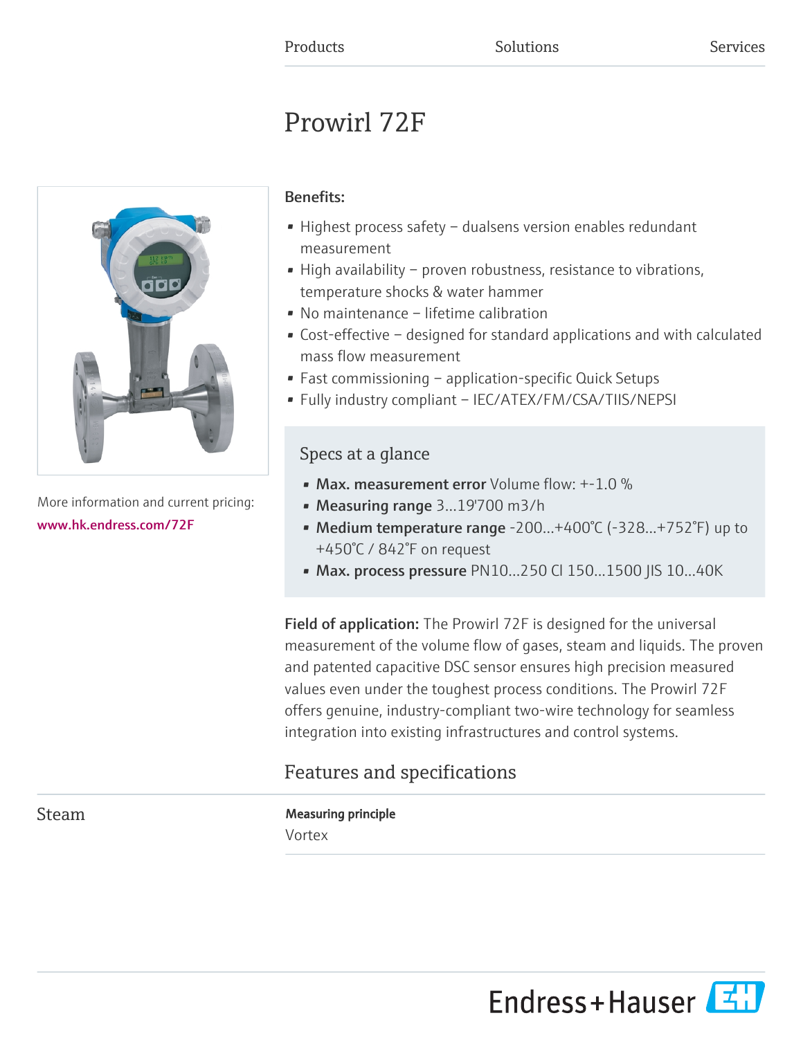Products Solutions Services

# Prowirl 72F

More information and current pricing:
www.hk.endress.com/72F

**Benefits:**

- Highest process safety – dualsens version enables redundant measurement
- High availability – proven robustness, resistance to vibrations, temperature shocks & water hammer
- No maintenance – lifetime calibration
- Cost-effective – designed for standard applications and with calculated mass flow measurement
- Fast commissioning – application-specific Quick Setups
- Fully industry compliant – IEC/ATEX/FM/CSA/TIIS/NEPSI

## Specs at a glance

- **Max. measurement error** Volume flow: +-1.0 %
- **Measuring range** 3...19'700 m3/h
- **Medium temperature range** -200...+400°C (-328...+752°F) up to +450°C / 842°F on request
- **Max. process pressure** PN10...250 Cl 150...1500 JIS 10...40K

**Field of application:** The Prowirl 72F is designed for the universal measurement of the volume flow of gases, steam and liquids. The proven and patented capacitive DSC sensor ensures high precision measured values even under the toughest process conditions. The Prowirl 72F offers genuine, industry-compliant two-wire technology for seamless integration into existing infrastructures and control systems.

## Features and specifications

### Steam

**Measuring principle**

Vortex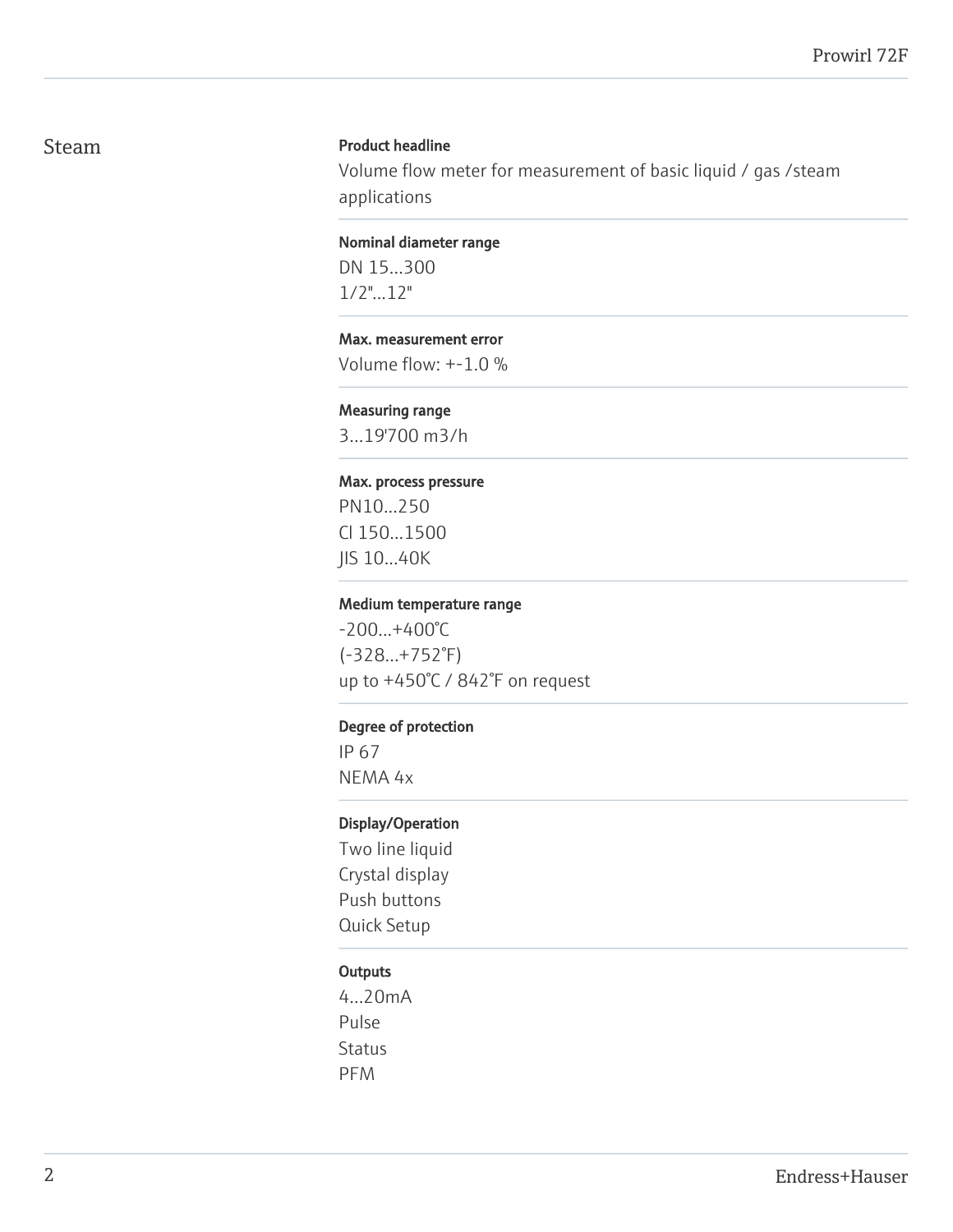## Steam

**Product headline**

Volume flow meter for measurement of basic liquid / gas /steam applications

**Nominal diameter range**

DN 15...300
1/2"...12"

**Max. measurement error**

Volume flow: +-1.0 %

**Measuring range**

3...19'700 m3/h

**Max. process pressure**

PN10...250
Cl 150...1500
JIS 10...40K

**Medium temperature range**

-200...+400°C
(-328...+752°F)
up to +450°C / 842°F on request

**Degree of protection**

IP 67
NEMA 4x

**Display/Operation**

Two line liquid
Crystal display
Push buttons
Quick Setup

**Outputs**

4...20mA
Pulse
Status
PFM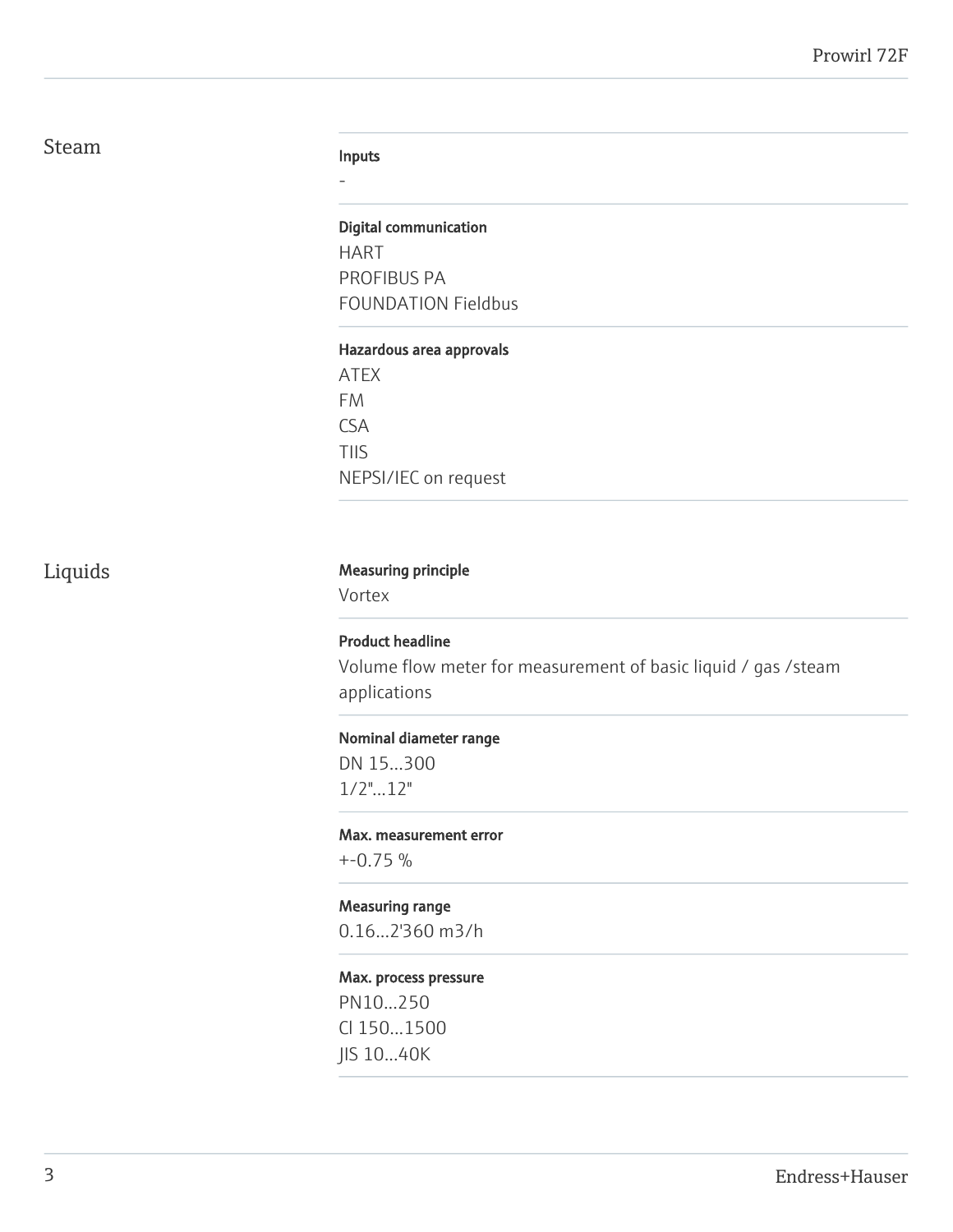## Steam

**Inputs**

-

**Digital communication**

HART
PROFIBUS PA
FOUNDATION Fieldbus

**Hazardous area approvals**

ATEX
FM
CSA
TIIS
NEPSI/IEC on request

## Liquids

**Measuring principle**

Vortex

**Product headline**

Volume flow meter for measurement of basic liquid / gas /steam applications

**Nominal diameter range**

DN 15...300
1/2"...12"

**Max. measurement error**

+-0.75 %

**Measuring range**

0.16...2'360 m3/h

**Max. process pressure**

PN10...250
Cl 150...1500
JIS 10...40K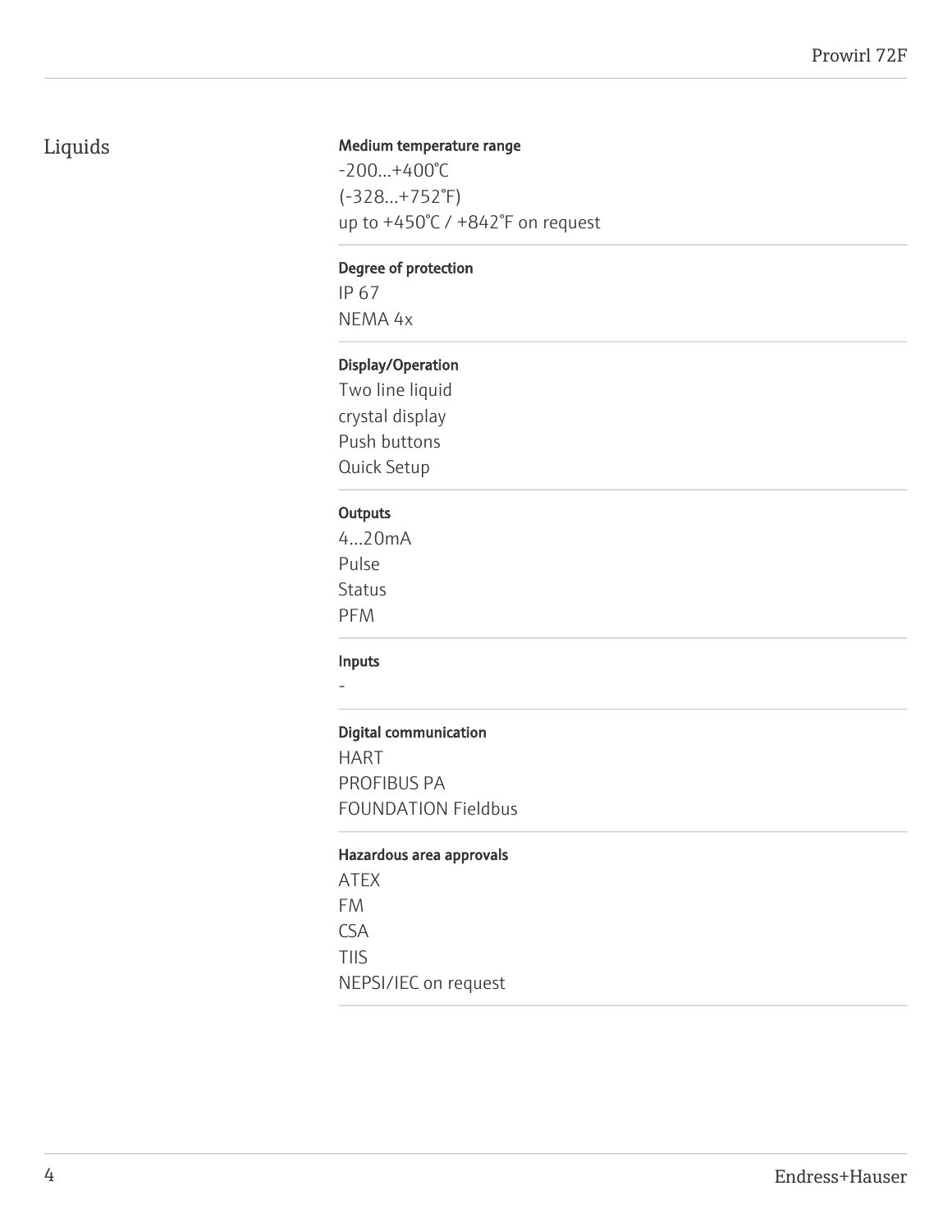## Liquids

**Medium temperature range**

-200…+400°C
(-328…+752°F)
up to +450°C / +842°F on request

**Degree of protection**

IP 67
NEMA 4x

**Display/Operation**

Two line liquid
crystal display
Push buttons
Quick Setup

**Outputs**

4…20mA
Pulse
Status
PFM

**Inputs**

-

**Digital communication**

HART
PROFIBUS PA
FOUNDATION Fieldbus

**Hazardous area approvals**

ATEX
FM
CSA
TIIS
NEPSI/IEC on request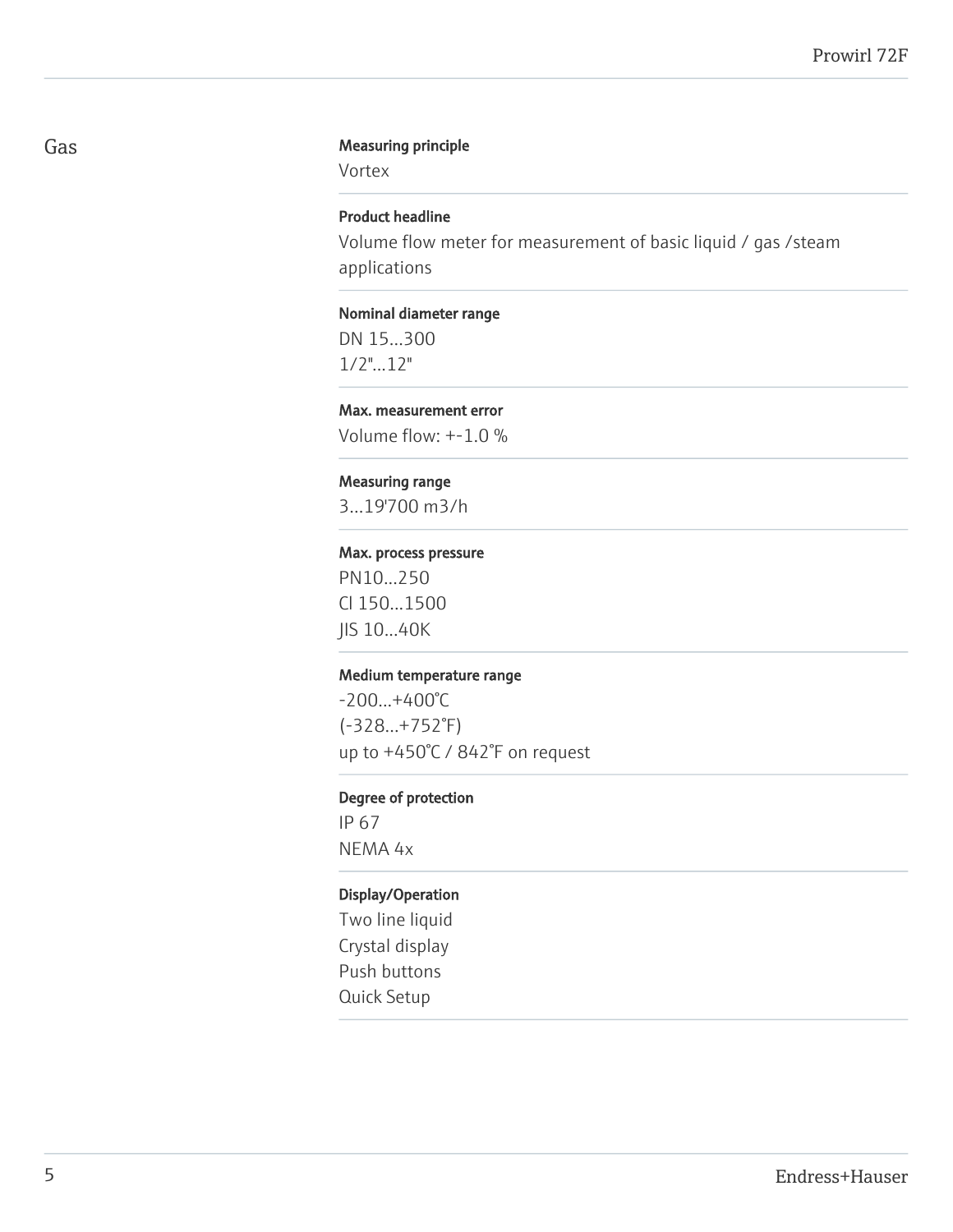## Gas

**Measuring principle**

Vortex

**Product headline**

Volume flow meter for measurement of basic liquid / gas /steam applications

**Nominal diameter range**

DN 15...300
1/2"...12"

**Max. measurement error**

Volume flow: +-1.0 %

**Measuring range**

3...19'700 m3/h

**Max. process pressure**

PN10...250
Cl 150...1500
JIS 10...40K

**Medium temperature range**

-200...+400°C
(-328...+752°F)
up to +450°C / 842°F on request

**Degree of protection**

IP 67
NEMA 4x

**Display/Operation**

Two line liquid
Crystal display
Push buttons
Quick Setup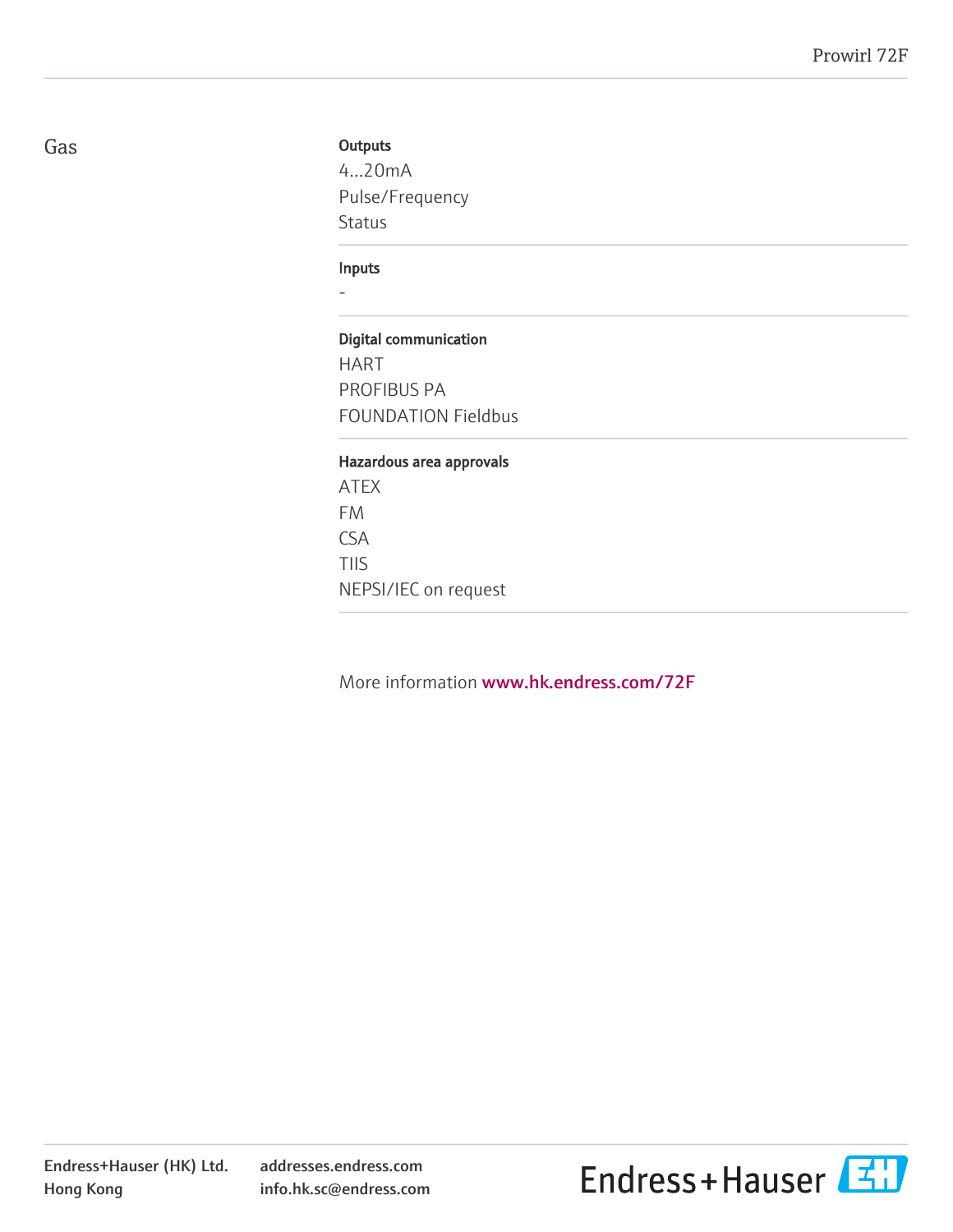## Gas

**Outputs**

4...20mA
Pulse/Frequency
Status

**Inputs**

-

**Digital communication**

HART
PROFIBUS PA
FOUNDATION Fieldbus

**Hazardous area approvals**

ATEX
FM
CSA
TIIS
NEPSI/IEC on request

More information **www.hk.endress.com/72F**

Endress+Hauser (HK) Ltd.
Hong Kong

addresses.endress.com
info.hk.sc@endress.com

Endress+Hauser